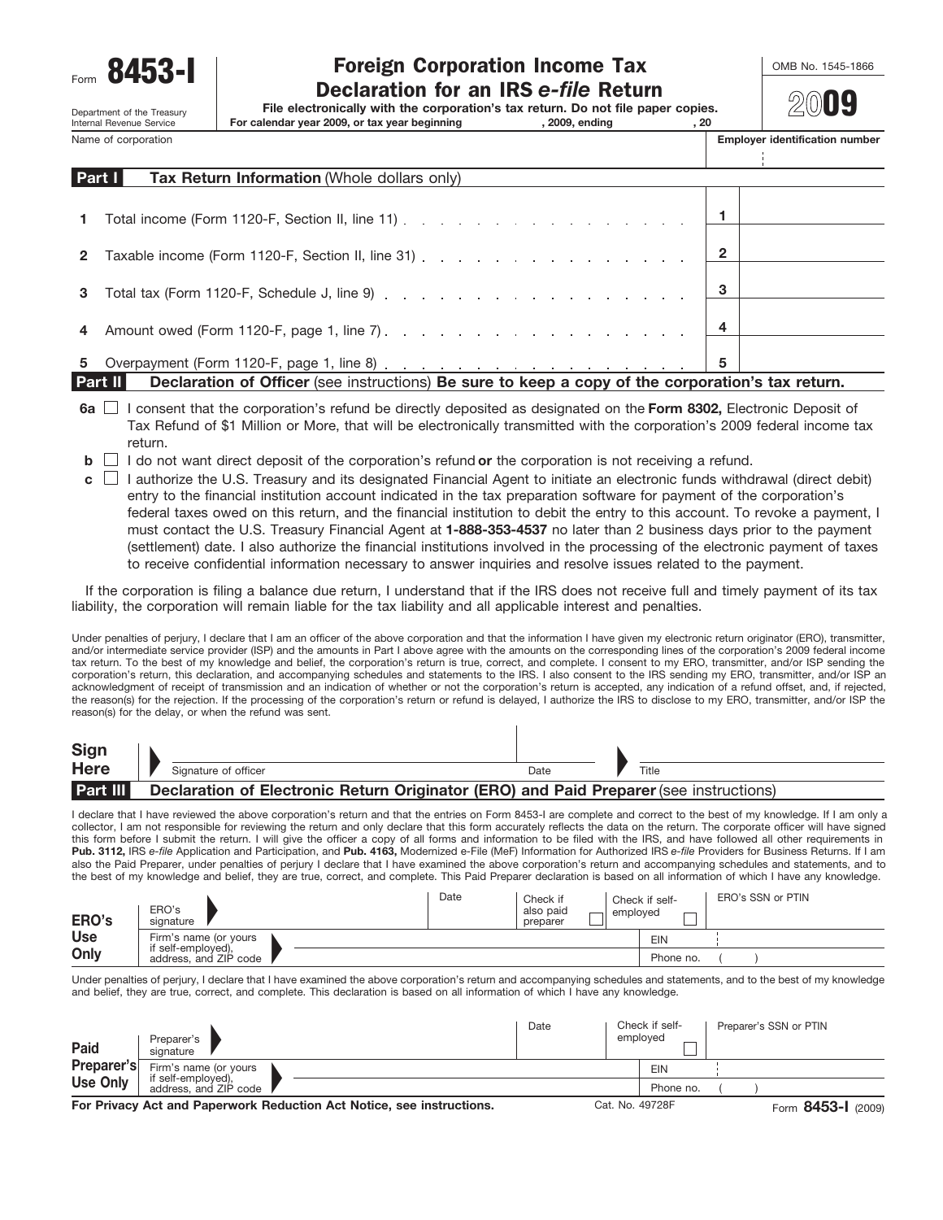Form **8453-I**

Department of the Treasury
Internal Revenue Service

# Foreign Corporation Income Tax Declaration for an IRS *e-file* Return

**File electronically with the corporation's tax return. Do not file paper copies.**

**For calendar year 2009, or tax year beginning , 2009, ending , 20**

OMB No. 1545-1866

**2009**

| Name of corporation | Employer identification number |
|---|---|
| | |

## Part I Tax Return Information (Whole dollars only)

| | | | |
|---|---|---|---|
| **1** | Total income (Form 1120-F, Section II, line 11) | **1** | |
| **2** | Taxable income (Form 1120-F, Section II, line 31) | **2** | |
| **3** | Total tax (Form 1120-F, Schedule J, line 9) | **3** | |
| **4** | Amount owed (Form 1120-F, page 1, line 7) | **4** | |
| **5** | Overpayment (Form 1120-F, page 1, line 8) | **5** | |

## Part II Declaration of Officer (see instructions) Be sure to keep a copy of the corporation's tax return.

**6a** ☐ I consent that the corporation's refund be directly deposited as designated on the **Form 8302,** Electronic Deposit of Tax Refund of $1 Million or More, that will be electronically transmitted with the corporation's 2009 federal income tax return.

**b** ☐ I do not want direct deposit of the corporation's refund **or** the corporation is not receiving a refund.

**c** ☐ I authorize the U.S. Treasury and its designated Financial Agent to initiate an electronic funds withdrawal (direct debit) entry to the financial institution account indicated in the tax preparation software for payment of the corporation's federal taxes owed on this return, and the financial institution to debit the entry to this account. To revoke a payment, I must contact the U.S. Treasury Financial Agent at **1-888-353-4537** no later than 2 business days prior to the payment (settlement) date. I also authorize the financial institutions involved in the processing of the electronic payment of taxes to receive confidential information necessary to answer inquiries and resolve issues related to the payment.

If the corporation is filing a balance due return, I understand that if the IRS does not receive full and timely payment of its tax liability, the corporation will remain liable for the tax liability and all applicable interest and penalties.

Under penalties of perjury, I declare that I am an officer of the above corporation and that the information I have given my electronic return originator (ERO), transmitter, and/or intermediate service provider (ISP) and the amounts in Part I above agree with the amounts on the corresponding lines of the corporation's 2009 federal income tax return. To the best of my knowledge and belief, the corporation's return is true, correct, and complete. I consent to my ERO, transmitter, and/or ISP sending the corporation's return, this declaration, and accompanying schedules and statements to the IRS. I also consent to the IRS sending my ERO, transmitter, and/or ISP an acknowledgment of receipt of transmission and an indication of whether or not the corporation's return is accepted, any indication of a refund offset, and, if rejected, the reason(s) for the rejection. If the processing of the corporation's return or refund is delayed, I authorize the IRS to disclose to my ERO, transmitter, and/or ISP the reason(s) for the delay, or when the refund was sent.

**Sign Here**

| Signature of officer | Date | Title |
|---|---|---|
| | | |

## Part III Declaration of Electronic Return Originator (ERO) and Paid Preparer (see instructions)

I declare that I have reviewed the above corporation's return and that the entries on Form 8453-I are complete and correct to the best of my knowledge. If I am only a collector, I am not responsible for reviewing the return and only declare that this form accurately reflects the data on the return. The corporate officer will have signed this form before I submit the return. I will give the officer a copy of all forms and information to be filed with the IRS, and have followed all other requirements in **Pub. 3112,** IRS *e-file* Application and Participation, and **Pub. 4163,** Modernized e-File (MeF) Information for Authorized IRS *e-file* Providers for Business Returns. If I am also the Paid Preparer, under penalties of perjury I declare that I have examined the above corporation's return and accompanying schedules and statements, and to the best of my knowledge and belief, they are true, correct, and complete. This Paid Preparer declaration is based on all information of which I have any knowledge.

**ERO's Use Only**

| ERO's signature | Date | Check if also paid preparer ☐ | Check if self-employed ☐ | ERO's SSN or PTIN |
|---|---|---|---|---|
| Firm's name (or yours if self-employed), address, and ZIP code | | | EIN | |
| | | | Phone no. | ( ) |

Under penalties of perjury, I declare that I have examined the above corporation's return and accompanying schedules and statements, and to the best of my knowledge and belief, they are true, correct, and complete. This declaration is based on all information of which I have any knowledge.

**Paid Preparer's Use Only**

| Preparer's signature | Date | Check if self-employed ☐ | Preparer's SSN or PTIN |
|---|---|---|---|
| Firm's name (or yours if self-employed), address, and ZIP code | | EIN | |
| | | Phone no. | ( ) |

**For Privacy Act and Paperwork Reduction Act Notice, see instructions.** Cat. No. 49728F Form **8453-I** (2009)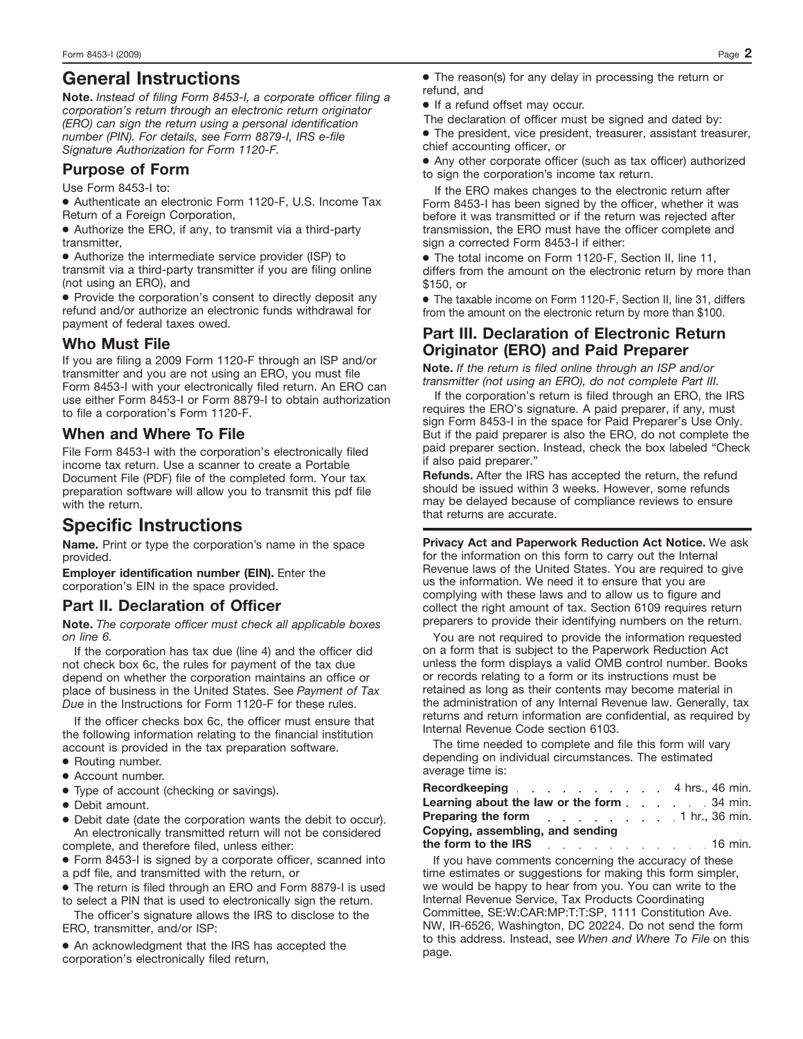# General Instructions

**Note.** *Instead of filing Form 8453-I, a corporate officer filing a corporation's return through an electronic return originator (ERO) can sign the return using a personal identification number (PIN). For details, see Form 8879-I, IRS e-file Signature Authorization for Form 1120-F.*

## Purpose of Form

Use Form 8453-I to:

- Authenticate an electronic Form 1120-F, U.S. Income Tax Return of a Foreign Corporation,
- Authorize the ERO, if any, to transmit via a third-party transmitter,
- Authorize the intermediate service provider (ISP) to transmit via a third-party transmitter if you are filing online (not using an ERO), and
- Provide the corporation's consent to directly deposit any refund and/or authorize an electronic funds withdrawal for payment of federal taxes owed.

## Who Must File

If you are filing a 2009 Form 1120-F through an ISP and/or transmitter and you are not using an ERO, you must file Form 8453-I with your electronically filed return. An ERO can use either Form 8453-I or Form 8879-I to obtain authorization to file a corporation's Form 1120-F.

## When and Where To File

File Form 8453-I with the corporation's electronically filed income tax return. Use a scanner to create a Portable Document File (PDF) file of the completed form. Your tax preparation software will allow you to transmit this pdf file with the return.

# Specific Instructions

**Name.** Print or type the corporation's name in the space provided.

**Employer identification number (EIN).** Enter the corporation's EIN in the space provided.

## Part II. Declaration of Officer

**Note.** *The corporate officer must check all applicable boxes on line 6.*

If the corporation has tax due (line 4) and the officer did not check box 6c, the rules for payment of the tax due depend on whether the corporation maintains an office or place of business in the United States. See *Payment of Tax Due* in the Instructions for Form 1120-F for these rules.

If the officer checks box 6c, the officer must ensure that the following information relating to the financial institution account is provided in the tax preparation software.

- Routing number.
- Account number.
- Type of account (checking or savings).
- Debit amount.
- Debit date (date the corporation wants the debit to occur).

An electronically transmitted return will not be considered complete, and therefore filed, unless either:

- Form 8453-I is signed by a corporate officer, scanned into a pdf file, and transmitted with the return, or
- The return is filed through an ERO and Form 8879-I is used to select a PIN that is used to electronically sign the return.

The officer's signature allows the IRS to disclose to the ERO, transmitter, and/or ISP:

- An acknowledgment that the IRS has accepted the corporation's electronically filed return,
- The reason(s) for any delay in processing the return or refund, and
- If a refund offset may occur.

The declaration of officer must be signed and dated by:

- The president, vice president, treasurer, assistant treasurer, chief accounting officer, or
- Any other corporate officer (such as tax officer) authorized to sign the corporation's income tax return.

If the ERO makes changes to the electronic return after Form 8453-I has been signed by the officer, whether it was before it was transmitted or if the return was rejected after transmission, the ERO must have the officer complete and sign a corrected Form 8453-I if either:

- The total income on Form 1120-F, Section II, line 11, differs from the amount on the electronic return by more than $150, or
- The taxable income on Form 1120-F, Section II, line 31, differs from the amount on the electronic return by more than $100.

## Part III. Declaration of Electronic Return Originator (ERO) and Paid Preparer

**Note.** *If the return is filed online through an ISP and/or transmitter (not using an ERO), do not complete Part III.*

If the corporation's return is filed through an ERO, the IRS requires the ERO's signature. A paid preparer, if any, must sign Form 8453-I in the space for Paid Preparer's Use Only. But if the paid preparer is also the ERO, do not complete the paid preparer section. Instead, check the box labeled "Check if also paid preparer."

**Refunds.** After the IRS has accepted the return, the refund should be issued within 3 weeks. However, some refunds may be delayed because of compliance reviews to ensure that returns are accurate.

**Privacy Act and Paperwork Reduction Act Notice.** We ask for the information on this form to carry out the Internal Revenue laws of the United States. You are required to give us the information. We need it to ensure that you are complying with these laws and to allow us to figure and collect the right amount of tax. Section 6109 requires return preparers to provide their identifying numbers on the return.

You are not required to provide the information requested on a form that is subject to the Paperwork Reduction Act unless the form displays a valid OMB control number. Books or records relating to a form or its instructions must be retained as long as their contents may become material in the administration of any Internal Revenue law. Generally, tax returns and return information are confidential, as required by Internal Revenue Code section 6103.

The time needed to complete and file this form will vary depending on individual circumstances. The estimated average time is:

| | |
|---|---|
| **Recordkeeping** | 4 hrs., 46 min. |
| **Learning about the law or the form** | 34 min. |
| **Preparing the form** | 1 hr., 36 min. |
| **Copying, assembling, and sending the form to the IRS** | 16 min. |

If you have comments concerning the accuracy of these time estimates or suggestions for making this form simpler, we would be happy to hear from you. You can write to the Internal Revenue Service, Tax Products Coordinating Committee, SE:W:CAR:MP:T:T:SP, 1111 Constitution Ave. NW, IR-6526, Washington, DC 20224. Do not send the form to this address. Instead, see *When and Where To File* on this page.